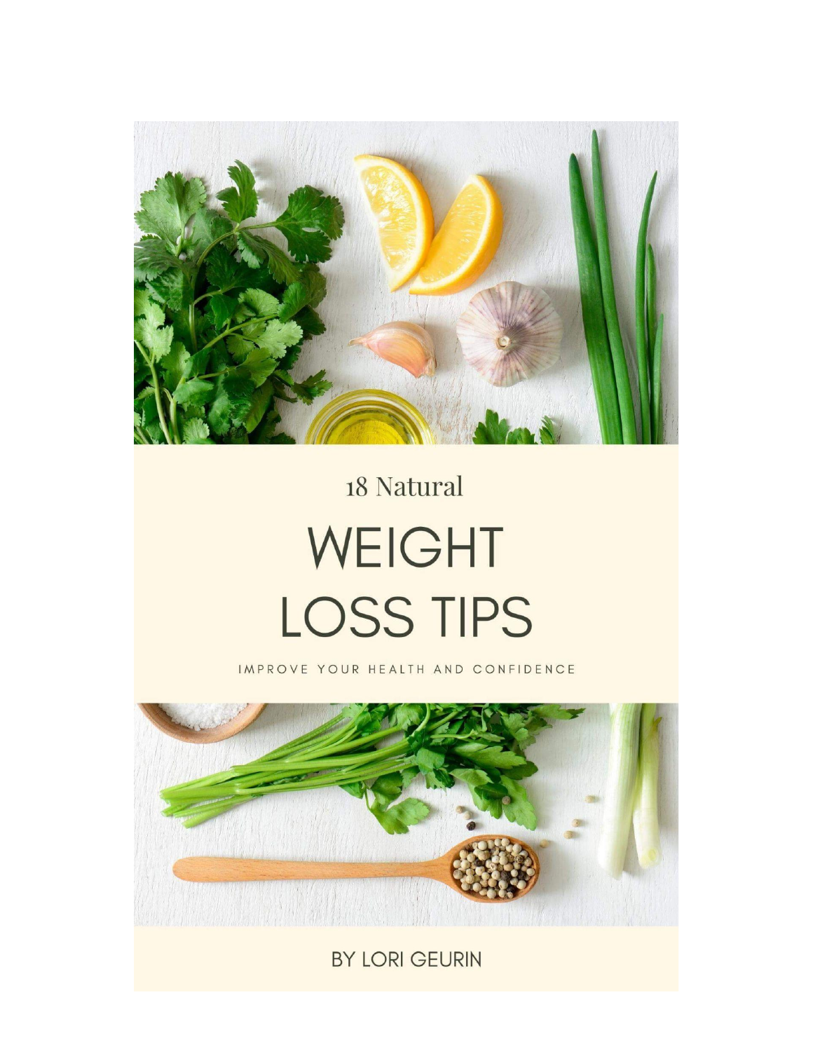18 Natural

# WEIGHT LOSS TIPS

IMPROVE YOUR HEALTH AND CONFIDENCE

BY LORI GEURIN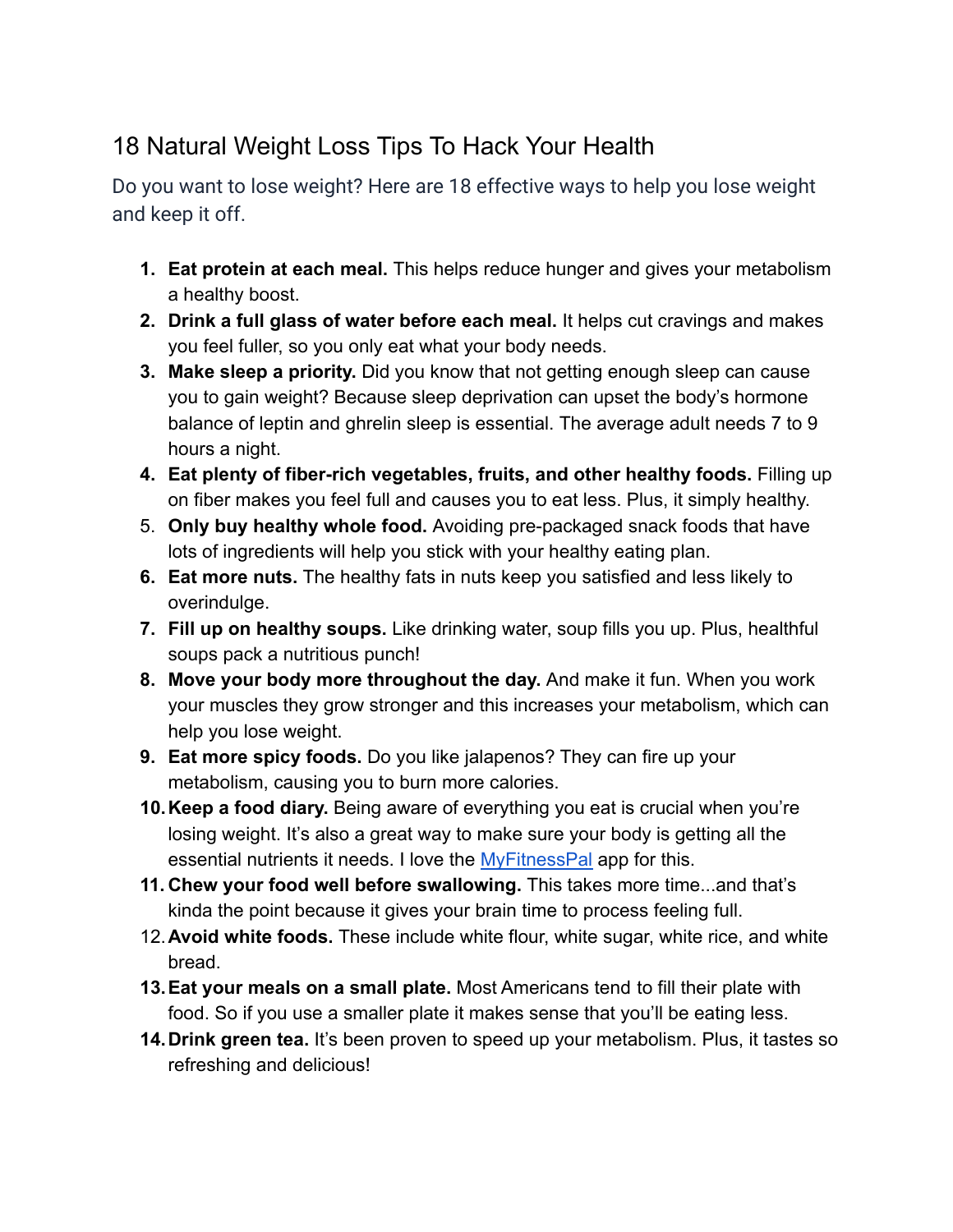# 18 Natural Weight Loss Tips To Hack Your Health

Do you want to lose weight? Here are 18 effective ways to help you lose weight and keep it off.

1. **Eat protein at each meal.** This helps reduce hunger and gives your metabolism a healthy boost.
2. **Drink a full glass of water before each meal.** It helps cut cravings and makes you feel fuller, so you only eat what your body needs.
3. **Make sleep a priority.** Did you know that not getting enough sleep can cause you to gain weight? Because sleep deprivation can upset the body's hormone balance of leptin and ghrelin sleep is essential. The average adult needs 7 to 9 hours a night.
4. **Eat plenty of fiber-rich vegetables, fruits, and other healthy foods.** Filling up on fiber makes you feel full and causes you to eat less. Plus, it simply healthy.
5. **Only buy healthy whole food.** Avoiding pre-packaged snack foods that have lots of ingredients will help you stick with your healthy eating plan.
6. **Eat more nuts.** The healthy fats in nuts keep you satisfied and less likely to overindulge.
7. **Fill up on healthy soups.** Like drinking water, soup fills you up. Plus, healthful soups pack a nutritious punch!
8. **Move your body more throughout the day.** And make it fun. When you work your muscles they grow stronger and this increases your metabolism, which can help you lose weight.
9. **Eat more spicy foods.** Do you like jalapenos? They can fire up your metabolism, causing you to burn more calories.
10. **Keep a food diary.** Being aware of everything you eat is crucial when you're losing weight. It's also a great way to make sure your body is getting all the essential nutrients it needs. I love the [MyFitnessPal]() app for this.
11. **Chew your food well before swallowing.** This takes more time...and that's kinda the point because it gives your brain time to process feeling full.
12. **Avoid white foods.** These include white flour, white sugar, white rice, and white bread.
13. **Eat your meals on a small plate.** Most Americans tend to fill their plate with food. So if you use a smaller plate it makes sense that you'll be eating less.
14. **Drink green tea.** It's been proven to speed up your metabolism. Plus, it tastes so refreshing and delicious!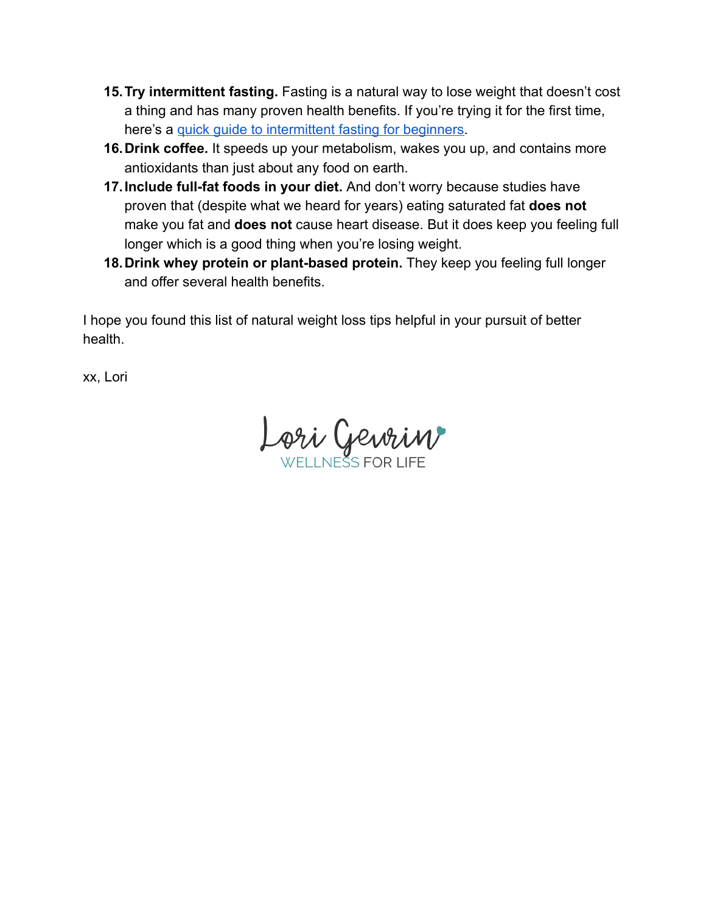15. **Try intermittent fasting.** Fasting is a natural way to lose weight that doesn't cost a thing and has many proven health benefits. If you're trying it for the first time, here's a [quick guide to intermittent fasting for beginners](#).
16. **Drink coffee.** It speeds up your metabolism, wakes you up, and contains more antioxidants than just about any food on earth.
17. **Include full-fat foods in your diet.** And don't worry because studies have proven that (despite what we heard for years) eating saturated fat **does not** make you fat and **does not** cause heart disease. But it does keep you feeling full longer which is a good thing when you're losing weight.
18. **Drink whey protein or plant-based protein.** They keep you feeling full longer and offer several health benefits.

I hope you found this list of natural weight loss tips helpful in your pursuit of better health.

xx, Lori

Lori Geurin
WELLNESS FOR LIFE